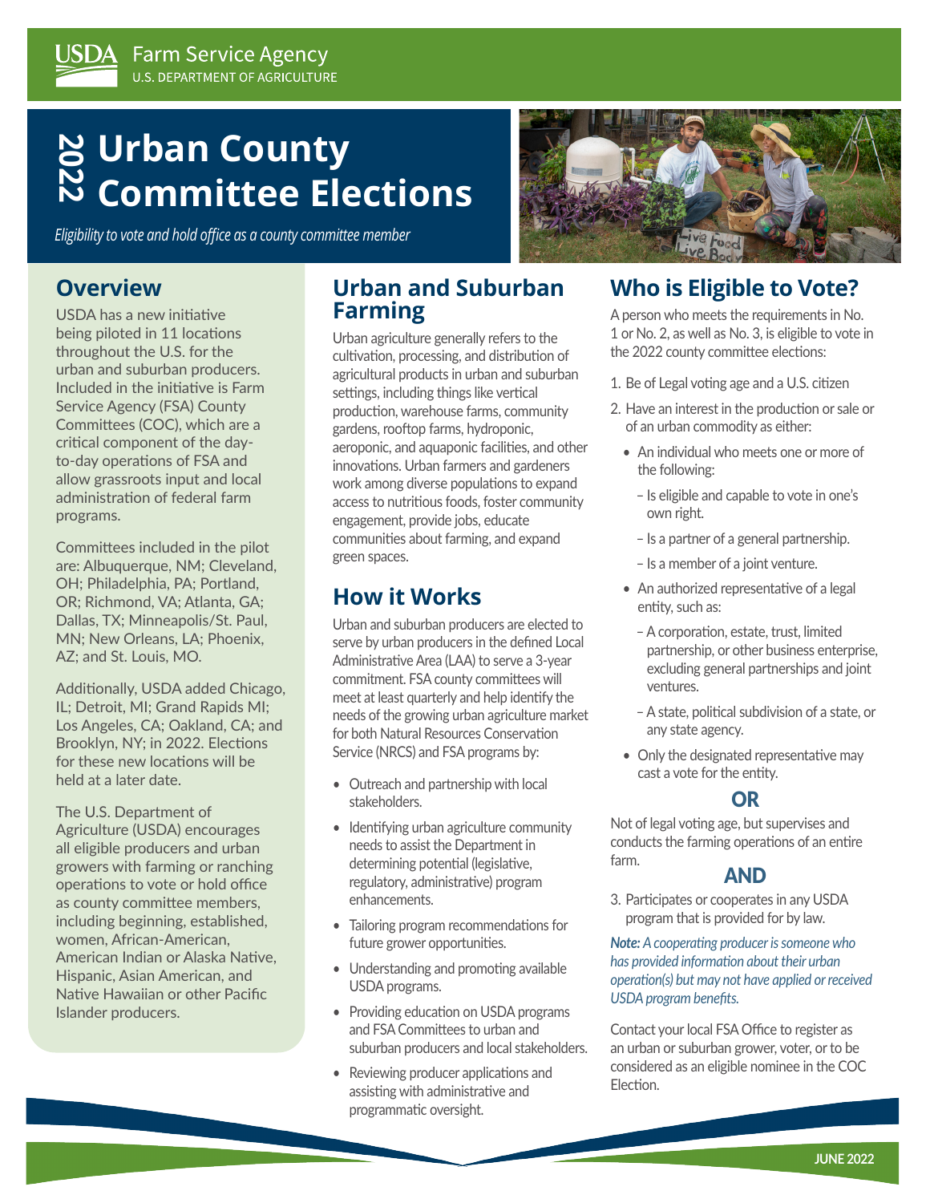USDA Farm Service Agency
U.S. DEPARTMENT OF AGRICULTURE

# 2022 Urban County Committee Elections

*Eligibility to vote and hold office as a county committee member*

## Overview

USDA has a new initiative being piloted in 11 locations throughout the U.S. for the urban and suburban producers. Included in the initiative is Farm Service Agency (FSA) County Committees (COC), which are a critical component of the day-to-day operations of FSA and allow grassroots input and local administration of federal farm programs.

Committees included in the pilot are: Albuquerque, NM; Cleveland, OH; Philadelphia, PA; Portland, OR; Richmond, VA; Atlanta, GA; Dallas, TX; Minneapolis/St. Paul, MN; New Orleans, LA; Phoenix, AZ; and St. Louis, MO.

Additionally, USDA added Chicago, IL; Detroit, MI; Grand Rapids MI; Los Angeles, CA; Oakland, CA; and Brooklyn, NY; in 2022. Elections for these new locations will be held at a later date.

The U.S. Department of Agriculture (USDA) encourages all eligible producers and urban growers with farming or ranching operations to vote or hold office as county committee members, including beginning, established, women, African-American, American Indian or Alaska Native, Hispanic, Asian American, and Native Hawaiian or other Pacific Islander producers.

## Urban and Suburban Farming

Urban agriculture generally refers to the cultivation, processing, and distribution of agricultural products in urban and suburban settings, including things like vertical production, warehouse farms, community gardens, rooftop farms, hydroponic, aeroponic, and aquaponic facilities, and other innovations. Urban farmers and gardeners work among diverse populations to expand access to nutritious foods, foster community engagement, provide jobs, educate communities about farming, and expand green spaces.

## How it Works

Urban and suburban producers are elected to serve by urban producers in the defined Local Administrative Area (LAA) to serve a 3-year commitment. FSA county committees will meet at least quarterly and help identify the needs of the growing urban agriculture market for both Natural Resources Conservation Service (NRCS) and FSA programs by:

- Outreach and partnership with local stakeholders.
- Identifying urban agriculture community needs to assist the Department in determining potential (legislative, regulatory, administrative) program enhancements.
- Tailoring program recommendations for future grower opportunities.
- Understanding and promoting available USDA programs.
- Providing education on USDA programs and FSA Committees to urban and suburban producers and local stakeholders.
- Reviewing producer applications and assisting with administrative and programmatic oversight.

## Who is Eligible to Vote?

A person who meets the requirements in No. 1 or No. 2, as well as No. 3, is eligible to vote in the 2022 county committee elections:

1. Be of Legal voting age and a U.S. citizen
2. Have an interest in the production or sale or of an urban commodity as either:
   - An individual who meets one or more of the following:
     - Is eligible and capable to vote in one's own right.
     - Is a partner of a general partnership.
     - Is a member of a joint venture.
   - An authorized representative of a legal entity, such as:
     - A corporation, estate, trust, limited partnership, or other business enterprise, excluding general partnerships and joint ventures.
     - A state, political subdivision of a state, or any state agency.
   - Only the designated representative may cast a vote for the entity.

**OR**

Not of legal voting age, but supervises and conducts the farming operations of an entire farm.

**AND**

3. Participates or cooperates in any USDA program that is provided for by law.

***Note:*** *A cooperating producer is someone who has provided information about their urban operation(s) but may not have applied or received USDA program benefits.*

Contact your local FSA Office to register as an urban or suburban grower, voter, or to be considered as an eligible nominee in the COC Election.

JUNE 2022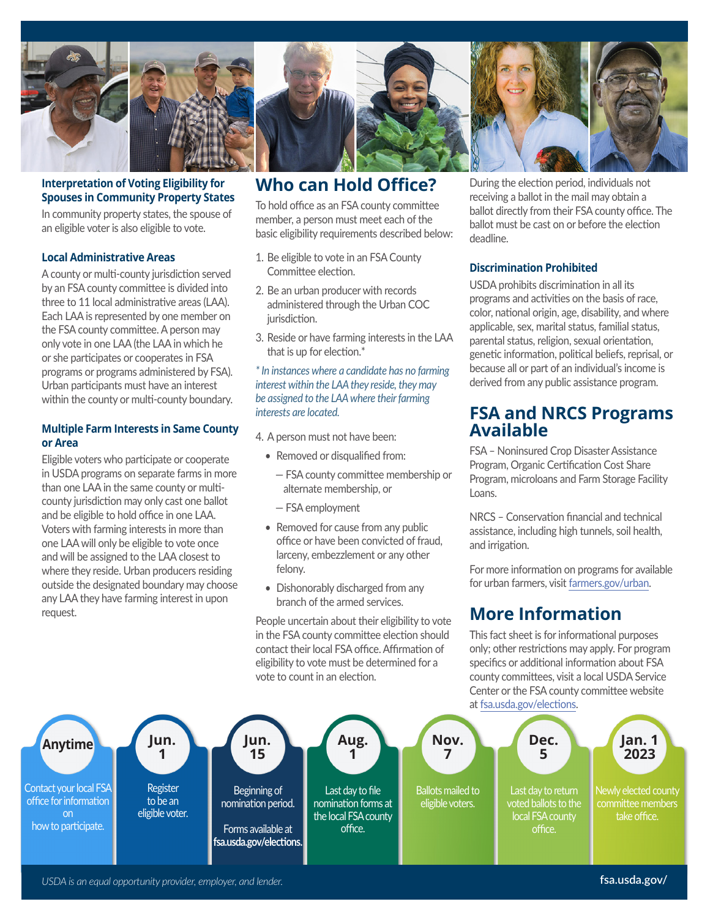### Interpretation of Voting Eligibility for Spouses in Community Property States

In community property states, the spouse of an eligible voter is also eligible to vote.

### Local Administrative Areas

A county or multi-county jurisdiction served by an FSA county committee is divided into three to 11 local administrative areas (LAA). Each LAA is represented by one member on the FSA county committee. A person may only vote in one LAA (the LAA in which he or she participates or cooperates in FSA programs or programs administered by FSA). Urban participants must have an interest within the county or multi-county boundary.

### Multiple Farm Interests in Same County or Area

Eligible voters who participate or cooperate in USDA programs on separate farms in more than one LAA in the same county or multi-county jurisdiction may only cast one ballot and be eligible to hold office in one LAA. Voters with farming interests in more than one LAA will only be eligible to vote once and will be assigned to the LAA closest to where they reside. Urban producers residing outside the designated boundary may choose any LAA they have farming interest in upon request.

## Who can Hold Office?

To hold office as an FSA county committee member, a person must meet each of the basic eligibility requirements described below:

1. Be eligible to vote in an FSA County Committee election.
2. Be an urban producer with records administered through the Urban COC jurisdiction.
3. Reside or have farming interests in the LAA that is up for election.*

*\* In instances where a candidate has no farming interest within the LAA they reside, they may be assigned to the LAA where their farming interests are located.*

4. A person must not have been:
   - Removed or disqualified from:
     - FSA county committee membership or alternate membership, or
     - FSA employment
   - Removed for cause from any public office or have been convicted of fraud, larceny, embezzlement or any other felony.
   - Dishonorably discharged from any branch of the armed services.

People uncertain about their eligibility to vote in the FSA county committee election should contact their local FSA office. Affirmation of eligibility to vote must be determined for a vote to count in an election.

During the election period, individuals not receiving a ballot in the mail may obtain a ballot directly from their FSA county office. The ballot must be cast on or before the election deadline.

### Discrimination Prohibited

USDA prohibits discrimination in all its programs and activities on the basis of race, color, national origin, age, disability, and where applicable, sex, marital status, familial status, parental status, religion, sexual orientation, genetic information, political beliefs, reprisal, or because all or part of an individual's income is derived from any public assistance program.

## FSA and NRCS Programs Available

FSA – Noninsured Crop Disaster Assistance Program, Organic Certification Cost Share Program, microloans and Farm Storage Facility Loans.

NRCS – Conservation financial and technical assistance, including high tunnels, soil health, and irrigation.

For more information on programs for available for urban farmers, visit farmers.gov/urban.

## More Information

This fact sheet is for informational purposes only; other restrictions may apply. For program specifics or additional information about FSA county committees, visit a local USDA Service Center or the FSA county committee website at fsa.usda.gov/elections.

**Anytime** – Contact your local FSA office for information on how to participate.

**Jun. 1** – Register to be an eligible voter.

**Jun. 15** – Beginning of nomination period. Forms available at **fsa.usda.gov/elections.**

**Aug. 1** – Last day to file nomination forms at the local FSA county office.

**Nov. 7** – Ballots mailed to eligible voters.

**Dec. 5** – Last day to return voted ballots to the local FSA county office.

**Jan. 1 2023** – Newly elected county committee members take office.

*USDA is an equal opportunity provider, employer, and lender.*

fsa.usda.gov/